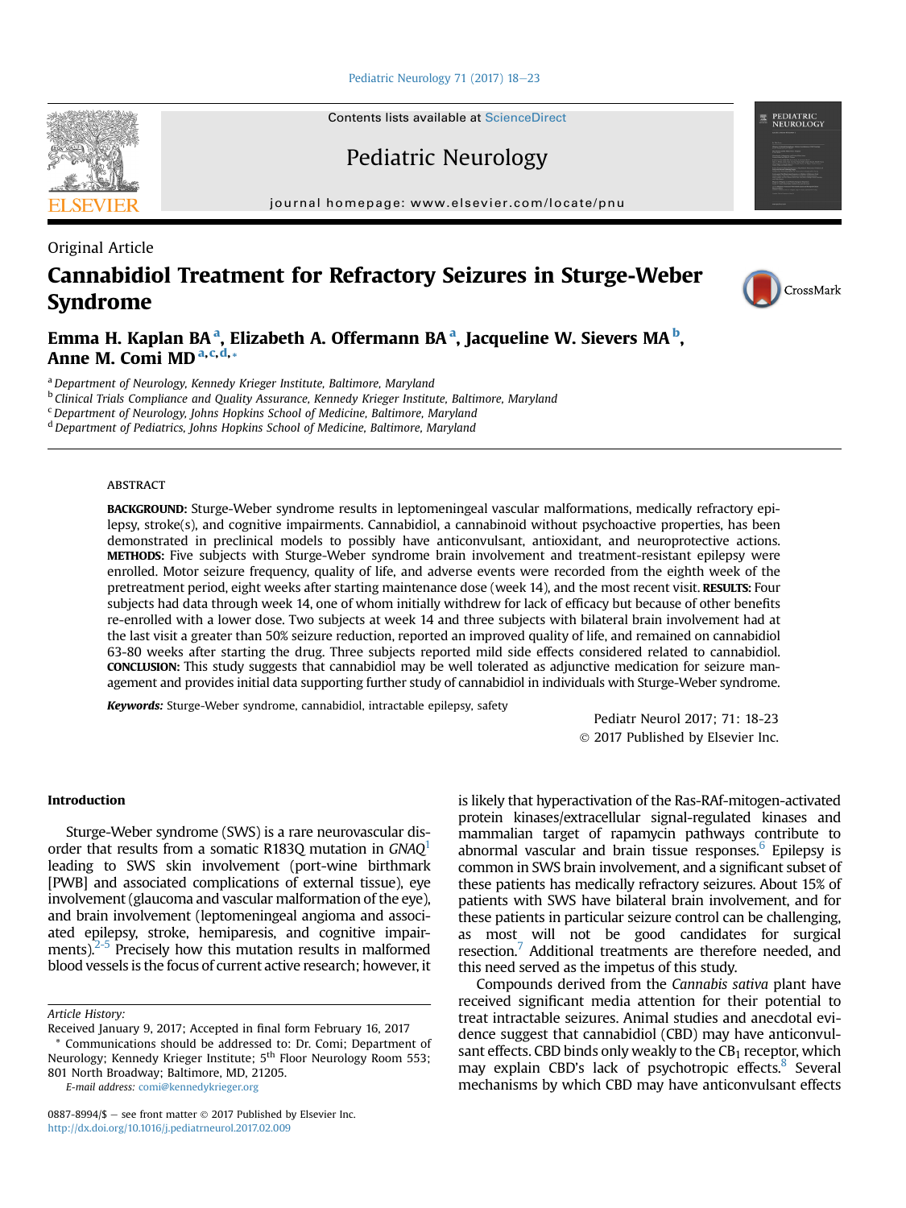Original Article

# Cannabidiol Treatment for Refractory Seizures in Sturge-Weber Syndrome

**Emma H. Kaplan BA [a], Elizabeth A. Offermann BA [a], Jacqueline W. Sievers MA [b], Anne M. Comi MD [a,c,d,*]**

[a] Department of Neurology, Kennedy Krieger Institute, Baltimore, Maryland
[b] Clinical Trials Compliance and Quality Assurance, Kennedy Krieger Institute, Baltimore, Maryland
[c] Department of Neurology, Johns Hopkins School of Medicine, Baltimore, Maryland
[d] Department of Pediatrics, Johns Hopkins School of Medicine, Baltimore, Maryland

## ABSTRACT

**BACKGROUND:** Sturge-Weber syndrome results in leptomeningeal vascular malformations, medically refractory epilepsy, stroke(s), and cognitive impairments. Cannabidiol, a cannabinoid without psychoactive properties, has been demonstrated in preclinical models to possibly have anticonvulsant, antioxidant, and neuroprotective actions. **METHODS:** Five subjects with Sturge-Weber syndrome brain involvement and treatment-resistant epilepsy were enrolled. Motor seizure frequency, quality of life, and adverse events were recorded from the eighth week of the pretreatment period, eight weeks after starting maintenance dose (week 14), and the most recent visit. **RESULTS:** Four subjects had data through week 14, one of whom initially withdrew for lack of efficacy but because of other benefits re-enrolled with a lower dose. Two subjects at week 14 and three subjects with bilateral brain involvement had at the last visit a greater than 50% seizure reduction, reported an improved quality of life, and remained on cannabidiol 63-80 weeks after starting the drug. Three subjects reported mild side effects considered related to cannabidiol. **CONCLUSION:** This study suggests that cannabidiol may be well tolerated as adjunctive medication for seizure management and provides initial data supporting further study of cannabidiol in individuals with Sturge-Weber syndrome.

***Keywords:*** Sturge-Weber syndrome, cannabidiol, intractable epilepsy, safety

Pediatr Neurol 2017; 71: 18-23
© 2017 Published by Elsevier Inc.

## Introduction

Sturge-Weber syndrome (SWS) is a rare neurovascular disorder that results from a somatic R183Q mutation in *GNAQ*[1] leading to SWS skin involvement (port-wine birthmark [PWB] and associated complications of external tissue), eye involvement (glaucoma and vascular malformation of the eye), and brain involvement (leptomeningeal angioma and associated epilepsy, stroke, hemiparesis, and cognitive impairments).[2-5] Precisely how this mutation results in malformed blood vessels is the focus of current active research; however, it is likely that hyperactivation of the Ras-RAf-mitogen-activated protein kinases/extracellular signal-regulated kinases and mammalian target of rapamycin pathways contribute to abnormal vascular and brain tissue responses.[6] Epilepsy is common in SWS brain involvement, and a significant subset of these patients has medically refractory seizures. About 15% of patients with SWS have bilateral brain involvement, and for these patients in particular seizure control can be challenging, as most will not be good candidates for surgical resection.[7] Additional treatments are therefore needed, and this need served as the impetus of this study.

Compounds derived from the *Cannabis sativa* plant have received significant media attention for their potential to treat intractable seizures. Animal studies and anecdotal evidence suggest that cannabidiol (CBD) may have anticonvulsant effects. CBD binds only weakly to the $CB_1$ receptor, which may explain CBD's lack of psychotropic effects.[8] Several mechanisms by which CBD may have anticonvulsant effects

---

*Article History:*
Received January 9, 2017; Accepted in final form February 16, 2017

\* Communications should be addressed to: Dr. Comi; Department of Neurology; Kennedy Krieger Institute; 5th Floor Neurology Room 553; 801 North Broadway; Baltimore, MD, 21205.
E-mail address: comi@kennedykrieger.org

0887-8994/$ – see front matter © 2017 Published by Elsevier Inc.
http://dx.doi.org/10.1016/j.pediatrneurol.2017.02.009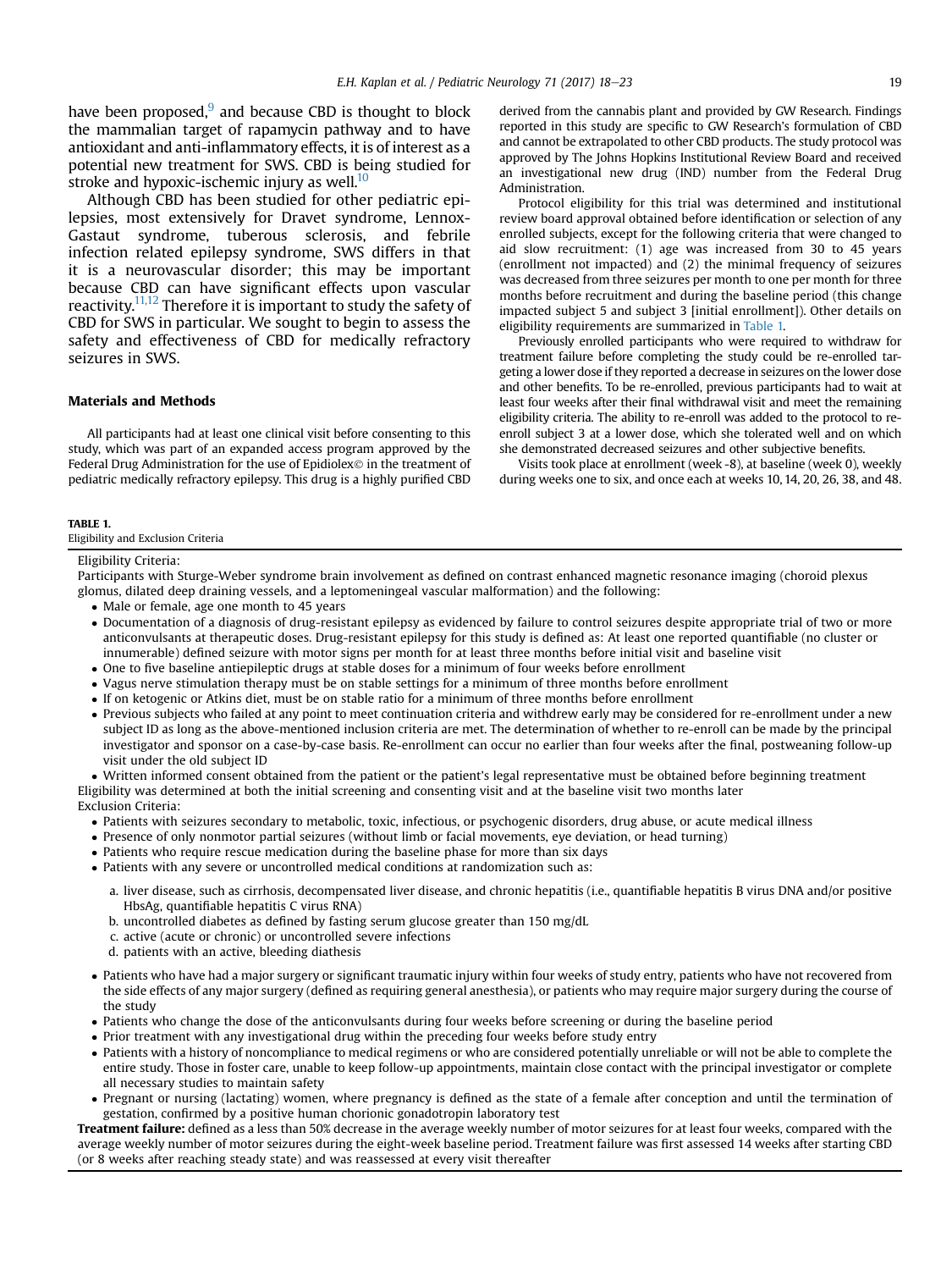have been proposed,[9] and because CBD is thought to block the mammalian target of rapamycin pathway and to have antioxidant and anti-inflammatory effects, it is of interest as a potential new treatment for SWS. CBD is being studied for stroke and hypoxic-ischemic injury as well.[10]

Although CBD has been studied for other pediatric epilepsies, most extensively for Dravet syndrome, Lennox-Gastaut syndrome, tuberous sclerosis, and febrile infection related epilepsy syndrome, SWS differs in that it is a neurovascular disorder; this may be important because CBD can have significant effects upon vascular reactivity.[11,12] Therefore it is important to study the safety of CBD for SWS in particular. We sought to begin to assess the safety and effectiveness of CBD for medically refractory seizures in SWS.

## Materials and Methods

All participants had at least one clinical visit before consenting to this study, which was part of an expanded access program approved by the Federal Drug Administration for the use of Epidiolex© in the treatment of pediatric medically refractory epilepsy. This drug is a highly purified CBD derived from the cannabis plant and provided by GW Research. Findings reported in this study are specific to GW Research's formulation of CBD and cannot be extrapolated to other CBD products. The study protocol was approved by The Johns Hopkins Institutional Review Board and received an investigational new drug (IND) number from the Federal Drug Administration.

Protocol eligibility for this trial was determined and institutional review board approval obtained before identification or selection of any enrolled subjects, except for the following criteria that were changed to aid slow recruitment: (1) age was increased from 30 to 45 years (enrollment not impacted) and (2) the minimal frequency of seizures was decreased from three seizures per month to one per month for three months before recruitment and during the baseline period (this change impacted subject 5 and subject 3 [initial enrollment]). Other details on eligibility requirements are summarized in Table 1.

Previously enrolled participants who were required to withdraw for treatment failure before completing the study could be re-enrolled targeting a lower dose if they reported a decrease in seizures on the lower dose and other benefits. To be re-enrolled, previous participants had to wait at least four weeks after their final withdrawal visit and meet the remaining eligibility criteria. The ability to re-enroll was added to the protocol to re-enroll subject 3 at a lower dose, which she tolerated well and on which she demonstrated decreased seizures and other subjective benefits.

Visits took place at enrollment (week -8), at baseline (week 0), weekly during weeks one to six, and once each at weeks 10, 14, 20, 26, 38, and 48.

**TABLE 1.**
Eligibility and Exclusion Criteria

Eligibility Criteria:

Participants with Sturge-Weber syndrome brain involvement as defined on contrast enhanced magnetic resonance imaging (choroid plexus glomus, dilated deep draining vessels, and a leptomeningeal vascular malformation) and the following:

- Male or female, age one month to 45 years
- Documentation of a diagnosis of drug-resistant epilepsy as evidenced by failure to control seizures despite appropriate trial of two or more anticonvulsants at therapeutic doses. Drug-resistant epilepsy for this study is defined as: At least one reported quantifiable (no cluster or innumerable) defined seizure with motor signs per month for at least three months before initial visit and baseline visit
- One to five baseline antiepileptic drugs at stable doses for a minimum of four weeks before enrollment
- Vagus nerve stimulation therapy must be on stable settings for a minimum of three months before enrollment
- If on ketogenic or Atkins diet, must be on stable ratio for a minimum of three months before enrollment
- Previous subjects who failed at any point to meet continuation criteria and withdrew early may be considered for re-enrollment under a new subject ID as long as the above-mentioned inclusion criteria are met. The determination of whether to re-enroll can be made by the principal investigator and sponsor on a case-by-case basis. Re-enrollment can occur no earlier than four weeks after the final, postweaning follow-up visit under the old subject ID
- Written informed consent obtained from the patient or the patient's legal representative must be obtained before beginning treatment

Eligibility was determined at both the initial screening and consenting visit and at the baseline visit two months later

Exclusion Criteria:

- Patients with seizures secondary to metabolic, toxic, infectious, or psychogenic disorders, drug abuse, or acute medical illness
- Presence of only nonmotor partial seizures (without limb or facial movements, eye deviation, or head turning)
- Patients who require rescue medication during the baseline phase for more than six days
- Patients with any severe or uncontrolled medical conditions at randomization such as:
  a. liver disease, such as cirrhosis, decompensated liver disease, and chronic hepatitis (i.e., quantifiable hepatitis B virus DNA and/or positive HbsAg, quantifiable hepatitis C virus RNA)
  b. uncontrolled diabetes as defined by fasting serum glucose greater than 150 mg/dL
  c. active (acute or chronic) or uncontrolled severe infections
  d. patients with an active, bleeding diathesis
- Patients who have had a major surgery or significant traumatic injury within four weeks of study entry, patients who have not recovered from the side effects of any major surgery (defined as requiring general anesthesia), or patients who may require major surgery during the course of the study
- Patients who change the dose of the anticonvulsants during four weeks before screening or during the baseline period
- Prior treatment with any investigational drug within the preceding four weeks before study entry
- Patients with a history of noncompliance to medical regimens or who are considered potentially unreliable or will not be able to complete the entire study. Those in foster care, unable to keep follow-up appointments, maintain close contact with the principal investigator or complete all necessary studies to maintain safety
- Pregnant or nursing (lactating) women, where pregnancy is defined as the state of a female after conception and until the termination of gestation, confirmed by a positive human chorionic gonadotropin laboratory test

**Treatment failure:** defined as a less than 50% decrease in the average weekly number of motor seizures for at least four weeks, compared with the average weekly number of motor seizures during the eight-week baseline period. Treatment failure was first assessed 14 weeks after starting CBD (or 8 weeks after reaching steady state) and was reassessed at every visit thereafter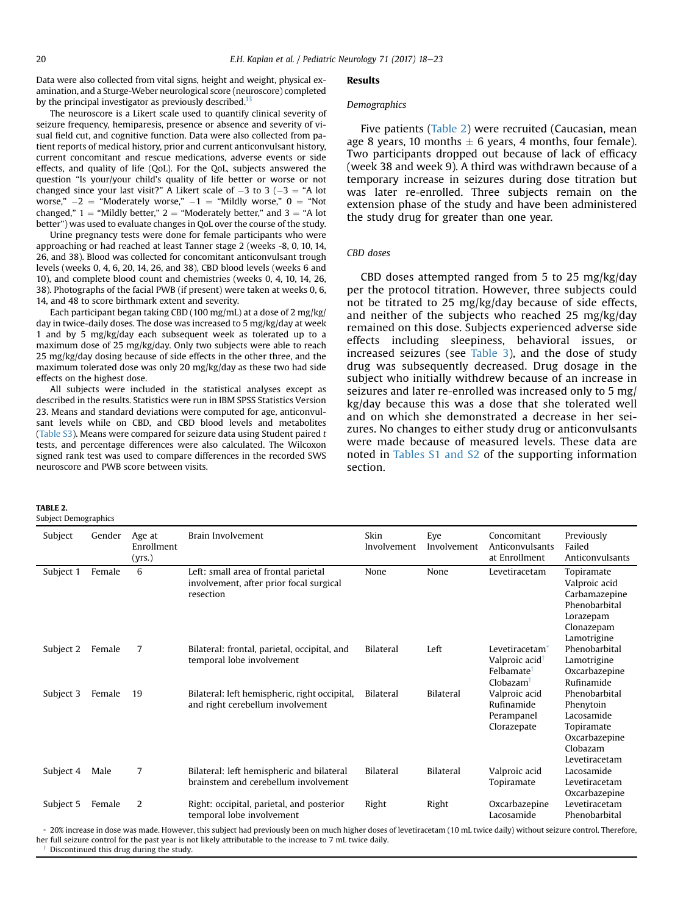Data were also collected from vital signs, height and weight, physical examination, and a Sturge-Weber neurological score (neuroscore) completed by the principal investigator as previously described.[13]

The neuroscore is a Likert scale used to quantify clinical severity of seizure frequency, hemiparesis, presence or absence and severity of visual field cut, and cognitive function. Data were also collected from patient reports of medical history, prior and current anticonvulsant history, current concomitant and rescue medications, adverse events or side effects, and quality of life (QoL). For the QoL, subjects answered the question "Is your/your child's quality of life better or worse or not changed since your last visit?" A Likert scale of −3 to 3 (−3 = "A lot worse," −2 = "Moderately worse," −1 = "Mildly worse," 0 = "Not changed," 1 = "Mildly better," 2 = "Moderately better," and 3 = "A lot better") was used to evaluate changes in QoL over the course of the study.

Urine pregnancy tests were done for female participants who were approaching or had reached at least Tanner stage 2 (weeks -8, 0, 10, 14, 26, and 38). Blood was collected for concomitant anticonvulsant trough levels (weeks 0, 4, 6, 20, 14, 26, and 38), CBD blood levels (weeks 6 and 10), and complete blood count and chemistries (weeks 0, 4, 10, 14, 26, 38). Photographs of the facial PWB (if present) were taken at weeks 0, 6, 14, and 48 to score birthmark extent and severity.

Each participant began taking CBD (100 mg/mL) at a dose of 2 mg/kg/day in twice-daily doses. The dose was increased to 5 mg/kg/day at week 1 and by 5 mg/kg/day each subsequent week as tolerated up to a maximum dose of 25 mg/kg/day. Only two subjects were able to reach 25 mg/kg/day dosing because of side effects in the other three, and the maximum tolerated dose was only 20 mg/kg/day as these two had side effects on the highest dose.

All subjects were included in the statistical analyses except as described in the results. Statistics were run in IBM SPSS Statistics Version 23. Means and standard deviations were computed for age, anticonvulsant levels while on CBD, and CBD blood levels and metabolites (Table S3). Means were compared for seizure data using Student paired *t* tests, and percentage differences were also calculated. The Wilcoxon signed rank test was used to compare differences in the recorded SWS neuroscore and PWB score between visits.

## Results

### Demographics

Five patients (Table 2) were recruited (Caucasian, mean age 8 years, 10 months ± 6 years, 4 months, four female). Two participants dropped out because of lack of efficacy (week 38 and week 9). A third was withdrawn because of a temporary increase in seizures during dose titration but was later re-enrolled. Three subjects remain on the extension phase of the study and have been administered the study drug for greater than one year.

### CBD doses

CBD doses attempted ranged from 5 to 25 mg/kg/day per the protocol titration. However, three subjects could not be titrated to 25 mg/kg/day because of side effects, and neither of the subjects who reached 25 mg/kg/day remained on this dose. Subjects experienced adverse side effects including sleepiness, behavioral issues, or increased seizures (see Table 3), and the dose of study drug was subsequently decreased. Drug dosage in the subject who initially withdrew because of an increase in seizures and later re-enrolled was increased only to 5 mg/kg/day because this was a dose that she tolerated well and on which she demonstrated a decrease in her seizures. No changes to either study drug or anticonvulsants were made because of measured levels. These data are noted in Tables S1 and S2 of the supporting information section.

**TABLE 2.**
Subject Demographics

| Subject | Gender | Age at Enrollment (yrs.) | Brain Involvement | Skin Involvement | Eye Involvement | Concomitant Anticonvulsants at Enrollment | Previously Failed Anticonvulsants |
|---|---|---|---|---|---|---|---|
| Subject 1 | Female | 6 | Left: small area of frontal parietal involvement, after prior focal surgical resection | None | None | Levetiracetam | Topiramate<br>Valproic acid<br>Carbamazepine<br>Phenobarbital<br>Lorazepam<br>Clonazepam<br>Lamotrigine |
| Subject 2 | Female | 7 | Bilateral: frontal, parietal, occipital, and temporal lobe involvement | Bilateral | Left | Levetiracetam*<br>Valproic acid†<br>Felbamate†<br>Clobazam† | Phenobarbital<br>Lamotrigine<br>Oxcarbazepine<br>Rufinamide |
| Subject 3 | Female | 19 | Bilateral: left hemispheric, right occipital, and right cerebellum involvement | Bilateral | Bilateral | Valproic acid<br>Rufinamide<br>Perampanel<br>Clorazepate | Phenobarbital<br>Phenytoin<br>Lacosamide<br>Topiramate<br>Oxcarbazepine<br>Clobazam<br>Levetiracetam |
| Subject 4 | Male | 7 | Bilateral: left hemispheric and bilateral brainstem and cerebellum involvement | Bilateral | Bilateral | Valproic acid<br>Topiramate | Lacosamide<br>Levetiracetam<br>Oxcarbazepine |
| Subject 5 | Female | 2 | Right: occipital, parietal, and posterior temporal lobe involvement | Right | Right | Oxcarbazepine<br>Lacosamide | Levetiracetam<br>Phenobarbital |

\* 20% increase in dose was made. However, this subject had previously been on much higher doses of levetiracetam (10 mL twice daily) without seizure control. Therefore, her full seizure control for the past year is not likely attributable to the increase to 7 mL twice daily.
† Discontinued this drug during the study.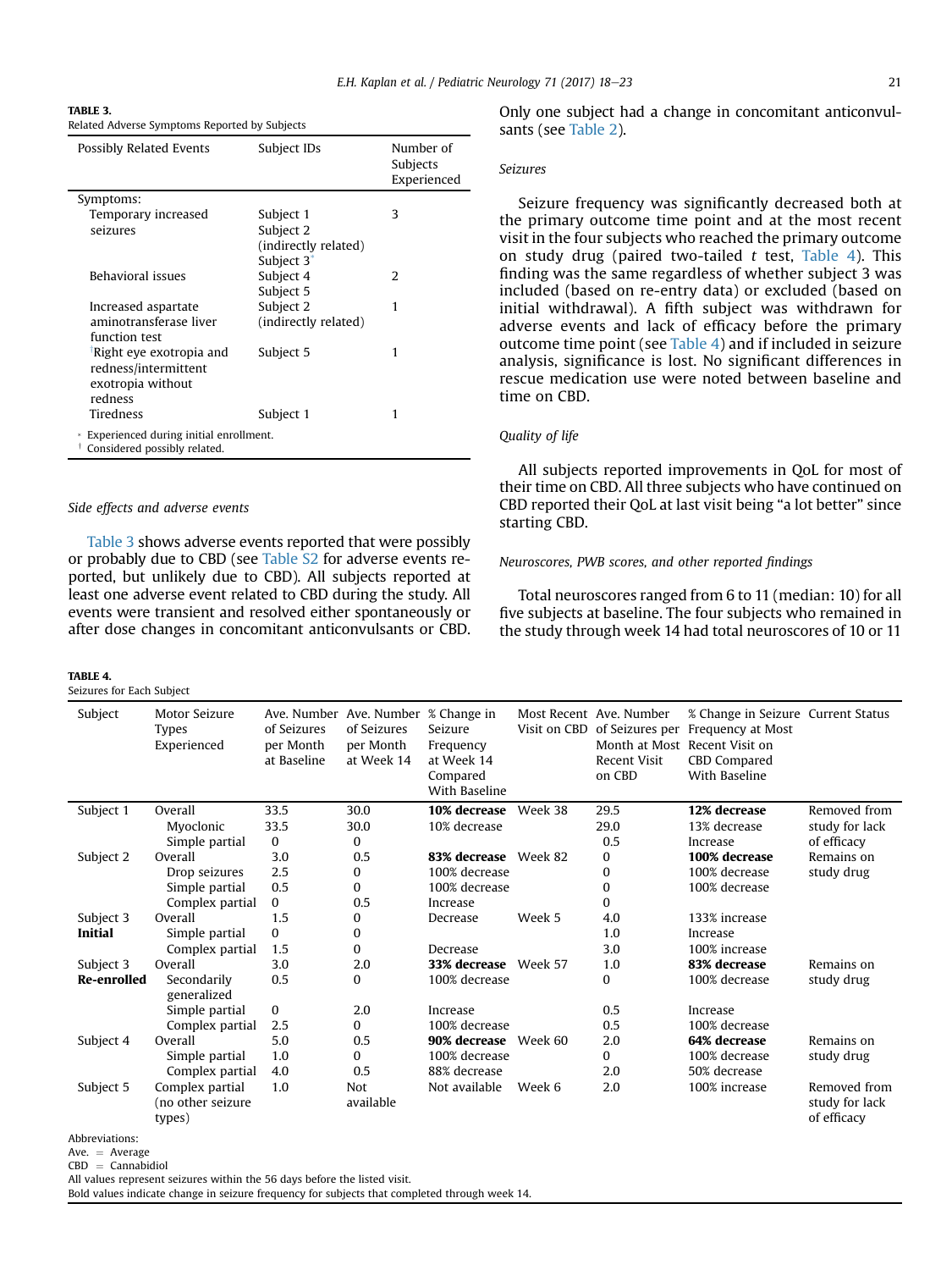**TABLE 3.**
Related Adverse Symptoms Reported by Subjects

| Possibly Related Events | Subject IDs | Number of Subjects Experienced |
|---|---|---|
| Symptoms: | | |
| Temporary increased seizures | Subject 1<br>Subject 2 (indirectly related)<br>Subject 3* | 3 |
| Behavioral issues | Subject 4<br>Subject 5 | 2 |
| Increased aspartate aminotransferase liver function test | Subject 2 (indirectly related) | 1 |
| †Right eye exotropia and redness/intermittent exotropia without redness | Subject 5 | 1 |
| Tiredness | Subject 1 | 1 |

\* Experienced during initial enrollment.
† Considered possibly related.

*Side effects and adverse events*

Table 3 shows adverse events reported that were possibly or probably due to CBD (see Table S2 for adverse events reported, but unlikely due to CBD). All subjects reported at least one adverse event related to CBD during the study. All events were transient and resolved either spontaneously or after dose changes in concomitant anticonvulsants or CBD. Only one subject had a change in concomitant anticonvulsants (see Table 2).

*Seizures*

Seizure frequency was significantly decreased both at the primary outcome time point and at the most recent visit in the four subjects who reached the primary outcome on study drug (paired two-tailed *t* test, Table 4). This finding was the same regardless of whether subject 3 was included (based on re-entry data) or excluded (based on initial withdrawal). A fifth subject was withdrawn for adverse events and lack of efficacy before the primary outcome time point (see Table 4) and if included in seizure analysis, significance is lost. No significant differences in rescue medication use were noted between baseline and time on CBD.

*Quality of life*

All subjects reported improvements in QoL for most of their time on CBD. All three subjects who have continued on CBD reported their QoL at last visit being "a lot better" since starting CBD.

*Neuroscores, PWB scores, and other reported findings*

Total neuroscores ranged from 6 to 11 (median: 10) for all five subjects at baseline. The four subjects who remained in the study through week 14 had total neuroscores of 10 or 11

**TABLE 4.**
Seizures for Each Subject

| Subject | Motor Seizure Types Experienced | Ave. Number of Seizures per Month at Baseline | Ave. Number of Seizures per Month at Week 14 | % Change in Seizure Frequency at Week 14 Compared With Baseline | Most Recent Visit on CBD | Ave. Number of Seizures per Month at Most Recent Visit on CBD | % Change in Seizure Frequency at Most Recent Visit on CBD Compared With Baseline | Current Status |
|---|---|---|---|---|---|---|---|---|
| Subject 1 | Overall | 33.5 | 30.0 | **10% decrease** | Week 38 | 29.5 | **12% decrease** | Removed from study for lack of efficacy |
| | Myoclonic | 33.5 | 30.0 | 10% decrease | | 29.0 | 13% decrease | |
| | Simple partial | 0 | 0 | | | 0.5 | Increase | |
| Subject 2 | Overall | 3.0 | 0.5 | **83% decrease** | Week 82 | 0 | **100% decrease** | Remains on study drug |
| | Drop seizures | 2.5 | 0 | 100% decrease | | 0 | 100% decrease | |
| | Simple partial | 0.5 | 0 | 100% decrease | | 0 | 100% decrease | |
| | Complex partial | 0 | 0.5 | Increase | | 0 | | |
| Subject 3 **Initial** | Overall | 1.5 | 0 | Decrease | Week 5 | 4.0 | 133% increase | |
| | Simple partial | 0 | 0 | | | 1.0 | Increase | |
| | Complex partial | 1.5 | 0 | Decrease | | 3.0 | 100% increase | |
| Subject 3 **Re-enrolled** | Overall | 3.0 | 2.0 | **33% decrease** | Week 57 | 1.0 | **83% decrease** | Remains on study drug |
| | Secondarily generalized | 0.5 | 0 | 100% decrease | | 0 | 100% decrease | |
| | Simple partial | 0 | 2.0 | Increase | | 0.5 | Increase | |
| | Complex partial | 2.5 | 0 | 100% decrease | | 0.5 | 100% decrease | |
| Subject 4 | Overall | 5.0 | 0.5 | **90% decrease** | Week 60 | 2.0 | **64% decrease** | Remains on study drug |
| | Simple partial | 1.0 | 0 | 100% decrease | | 0 | 100% decrease | |
| | Complex partial | 4.0 | 0.5 | 88% decrease | | 2.0 | 50% decrease | |
| Subject 5 | Complex partial (no other seizure types) | 1.0 | Not available | Not available | Week 6 | 2.0 | 100% increase | Removed from study for lack of efficacy |

Abbreviations:
Ave. = Average
CBD = Cannabidiol
All values represent seizures within the 56 days before the listed visit.
Bold values indicate change in seizure frequency for subjects that completed through week 14.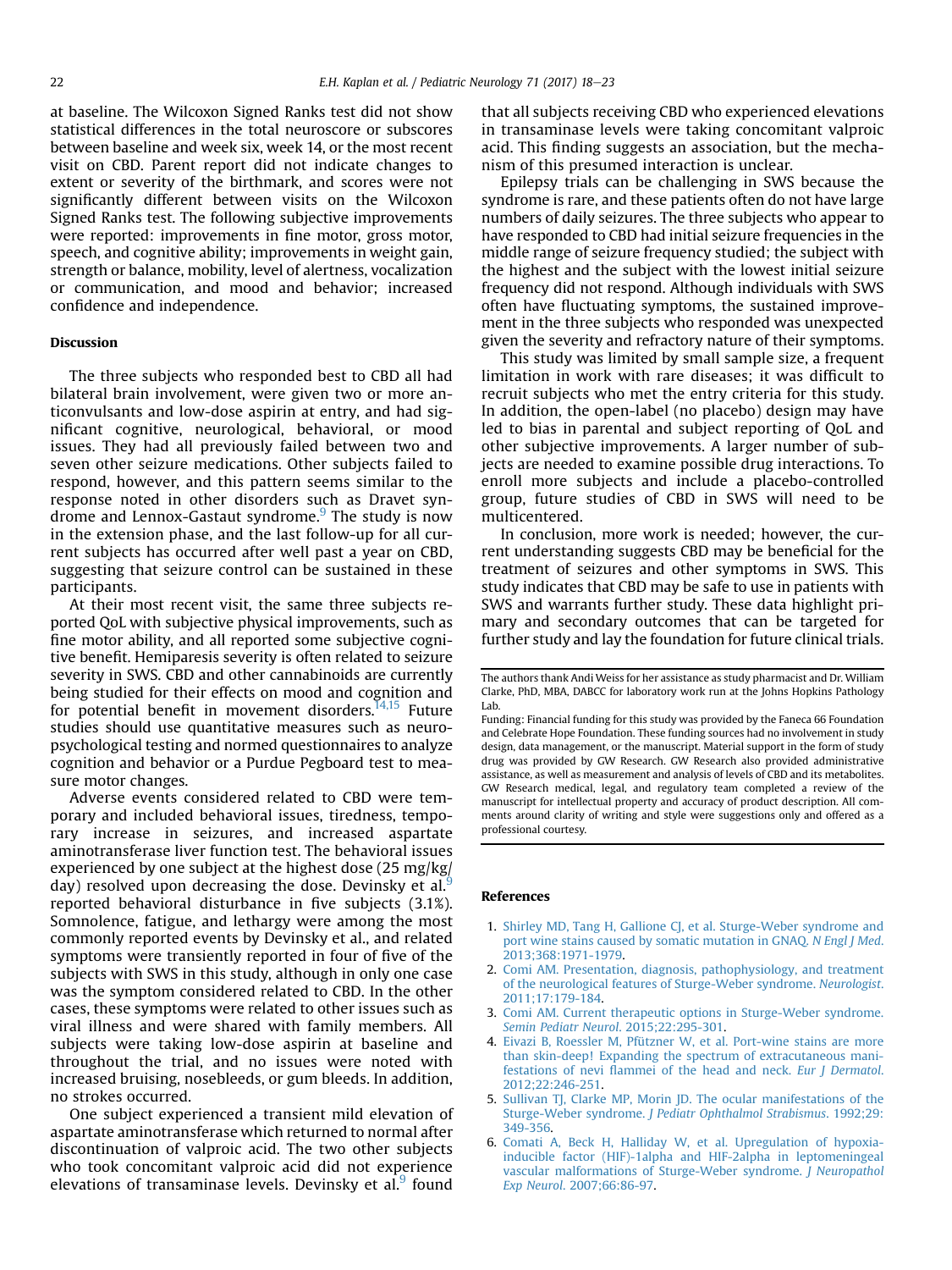at baseline. The Wilcoxon Signed Ranks test did not show statistical differences in the total neuroscore or subscores between baseline and week six, week 14, or the most recent visit on CBD. Parent report did not indicate changes to extent or severity of the birthmark, and scores were not significantly different between visits on the Wilcoxon Signed Ranks test. The following subjective improvements were reported: improvements in fine motor, gross motor, speech, and cognitive ability; improvements in weight gain, strength or balance, mobility, level of alertness, vocalization or communication, and mood and behavior; increased confidence and independence.

## Discussion

The three subjects who responded best to CBD all had bilateral brain involvement, were given two or more anticonvulsants and low-dose aspirin at entry, and had significant cognitive, neurological, behavioral, or mood issues. They had all previously failed between two and seven other seizure medications. Other subjects failed to respond, however, and this pattern seems similar to the response noted in other disorders such as Dravet syndrome and Lennox-Gastaut syndrome.[9] The study is now in the extension phase, and the last follow-up for all current subjects has occurred after well past a year on CBD, suggesting that seizure control can be sustained in these participants.

At their most recent visit, the same three subjects reported QoL with subjective physical improvements, such as fine motor ability, and all reported some subjective cognitive benefit. Hemiparesis severity is often related to seizure severity in SWS. CBD and other cannabinoids are currently being studied for their effects on mood and cognition and for potential benefit in movement disorders.[14,15] Future studies should use quantitative measures such as neuropsychological testing and normed questionnaires to analyze cognition and behavior or a Purdue Pegboard test to measure motor changes.

Adverse events considered related to CBD were temporary and included behavioral issues, tiredness, temporary increase in seizures, and increased aspartate aminotransferase liver function test. The behavioral issues experienced by one subject at the highest dose (25 mg/kg/day) resolved upon decreasing the dose. Devinsky et al.[9] reported behavioral disturbance in five subjects (3.1%). Somnolence, fatigue, and lethargy were among the most commonly reported events by Devinsky et al., and related symptoms were transiently reported in four of five of the subjects with SWS in this study, although in only one case was the symptom considered related to CBD. In the other cases, these symptoms were related to other issues such as viral illness and were shared with family members. All subjects were taking low-dose aspirin at baseline and throughout the trial, and no issues were noted with increased bruising, nosebleeds, or gum bleeds. In addition, no strokes occurred.

One subject experienced a transient mild elevation of aspartate aminotransferase which returned to normal after discontinuation of valproic acid. The two other subjects who took concomitant valproic acid did not experience elevations of transaminase levels. Devinsky et al.[9] found that all subjects receiving CBD who experienced elevations in transaminase levels were taking concomitant valproic acid. This finding suggests an association, but the mechanism of this presumed interaction is unclear.

Epilepsy trials can be challenging in SWS because the syndrome is rare, and these patients often do not have large numbers of daily seizures. The three subjects who appear to have responded to CBD had initial seizure frequencies in the middle range of seizure frequency studied; the subject with the highest and the subject with the lowest initial seizure frequency did not respond. Although individuals with SWS often have fluctuating symptoms, the sustained improvement in the three subjects who responded was unexpected given the severity and refractory nature of their symptoms.

This study was limited by small sample size, a frequent limitation in work with rare diseases; it was difficult to recruit subjects who met the entry criteria for this study. In addition, the open-label (no placebo) design may have led to bias in parental and subject reporting of QoL and other subjective improvements. A larger number of subjects are needed to examine possible drug interactions. To enroll more subjects and include a placebo-controlled group, future studies of CBD in SWS will need to be multicentered.

In conclusion, more work is needed; however, the current understanding suggests CBD may be beneficial for the treatment of seizures and other symptoms in SWS. This study indicates that CBD may be safe to use in patients with SWS and warrants further study. These data highlight primary and secondary outcomes that can be targeted for further study and lay the foundation for future clinical trials.

The authors thank Andi Weiss for her assistance as study pharmacist and Dr. William Clarke, PhD, MBA, DABCC for laboratory work run at the Johns Hopkins Pathology Lab.

Funding: Financial funding for this study was provided by the Faneca 66 Foundation and Celebrate Hope Foundation. These funding sources had no involvement in study design, data management, or the manuscript. Material support in the form of study drug was provided by GW Research. GW Research also provided administrative assistance, as well as measurement and analysis of levels of CBD and its metabolites. GW Research medical, legal, and regulatory team completed a review of the manuscript for intellectual property and accuracy of product description. All comments around clarity of writing and style were suggestions only and offered as a professional courtesy.

## References

1. Shirley MD, Tang H, Gallione CJ, et al. Sturge-Weber syndrome and port wine stains caused by somatic mutation in GNAQ. *N Engl J Med*. 2013;368:1971-1979.
2. Comi AM. Presentation, diagnosis, pathophysiology, and treatment of the neurological features of Sturge-Weber syndrome. *Neurologist*. 2011;17:179-184.
3. Comi AM. Current therapeutic options in Sturge-Weber syndrome. *Semin Pediatr Neurol*. 2015;22:295-301.
4. Eivazi B, Roessler M, Pfützner W, et al. Port-wine stains are more than skin-deep! Expanding the spectrum of extracutaneous manifestations of nevi flammei of the head and neck. *Eur J Dermatol*. 2012;22:246-251.
5. Sullivan TJ, Clarke MP, Morin JD. The ocular manifestations of the Sturge-Weber syndrome. *J Pediatr Ophthalmol Strabismus*. 1992;29:349-356.
6. Comati A, Beck H, Halliday W, et al. Upregulation of hypoxia-inducible factor (HIF)-1alpha and HIF-2alpha in leptomeningeal vascular malformations of Sturge-Weber syndrome. *J Neuropathol Exp Neurol*. 2007;66:86-97.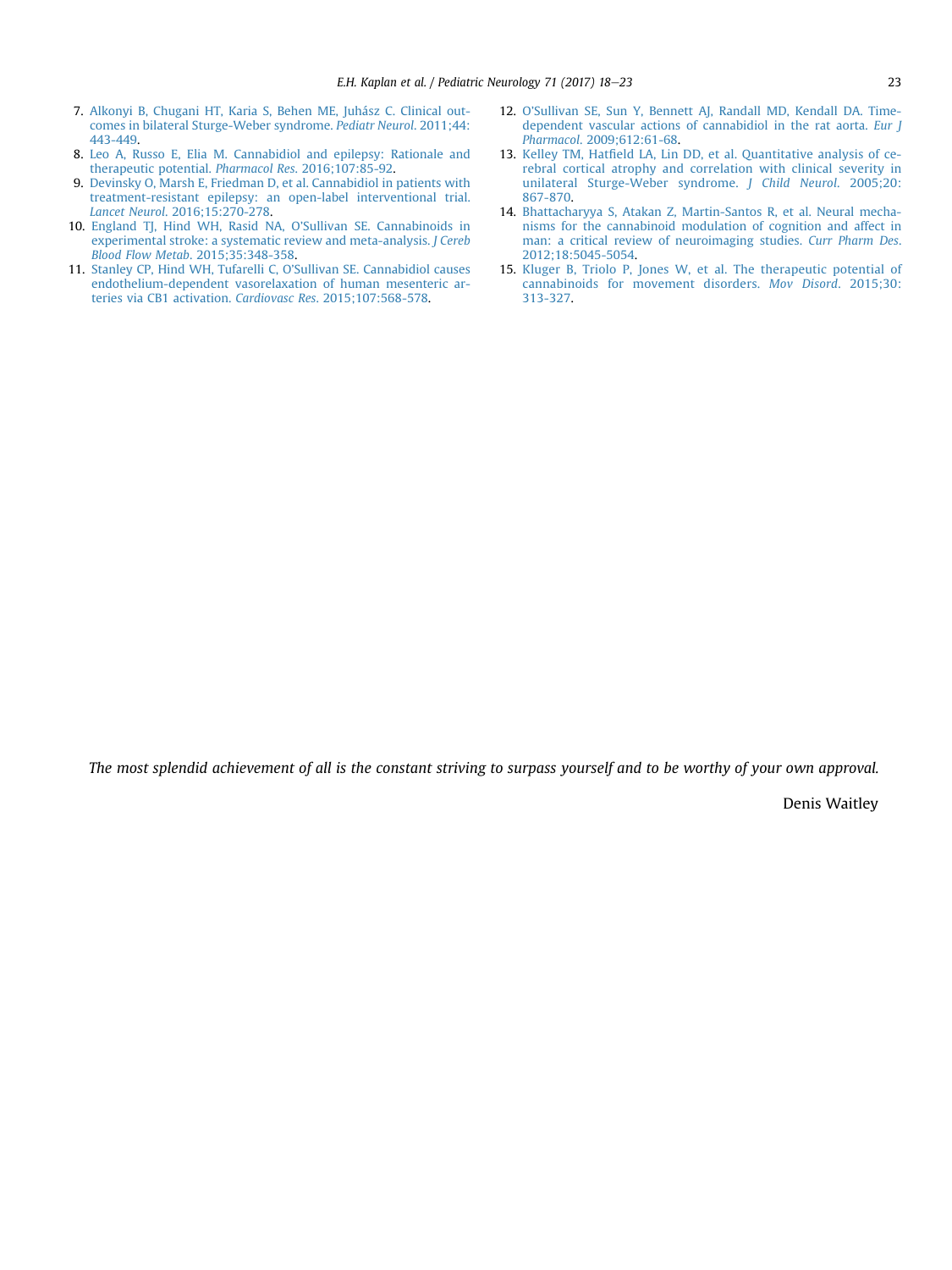7. Alkonyi B, Chugani HT, Karia S, Behen ME, Juhász C. Clinical outcomes in bilateral Sturge-Weber syndrome. *Pediatr Neurol*. 2011;44:443-449.
8. Leo A, Russo E, Elia M. Cannabidiol and epilepsy: Rationale and therapeutic potential. *Pharmacol Res*. 2016;107:85-92.
9. Devinsky O, Marsh E, Friedman D, et al. Cannabidiol in patients with treatment-resistant epilepsy: an open-label interventional trial. *Lancet Neurol*. 2016;15:270-278.
10. England TJ, Hind WH, Rasid NA, O'Sullivan SE. Cannabinoids in experimental stroke: a systematic review and meta-analysis. *J Cereb Blood Flow Metab*. 2015;35:348-358.
11. Stanley CP, Hind WH, Tufarelli C, O'Sullivan SE. Cannabidiol causes endothelium-dependent vasorelaxation of human mesenteric arteries via CB1 activation. *Cardiovasc Res*. 2015;107:568-578.
12. O'Sullivan SE, Sun Y, Bennett AJ, Randall MD, Kendall DA. Time-dependent vascular actions of cannabidiol in the rat aorta. *Eur J Pharmacol*. 2009;612:61-68.
13. Kelley TM, Hatfield LA, Lin DD, et al. Quantitative analysis of cerebral cortical atrophy and correlation with clinical severity in unilateral Sturge-Weber syndrome. *J Child Neurol*. 2005;20:867-870.
14. Bhattacharyya S, Atakan Z, Martin-Santos R, et al. Neural mechanisms for the cannabinoid modulation of cognition and affect in man: a critical review of neuroimaging studies. *Curr Pharm Des*. 2012;18:5045-5054.
15. Kluger B, Triolo P, Jones W, et al. The therapeutic potential of cannabinoids for movement disorders. *Mov Disord*. 2015;30:313-327.

*The most splendid achievement of all is the constant striving to surpass yourself and to be worthy of your own approval.*

Denis Waitley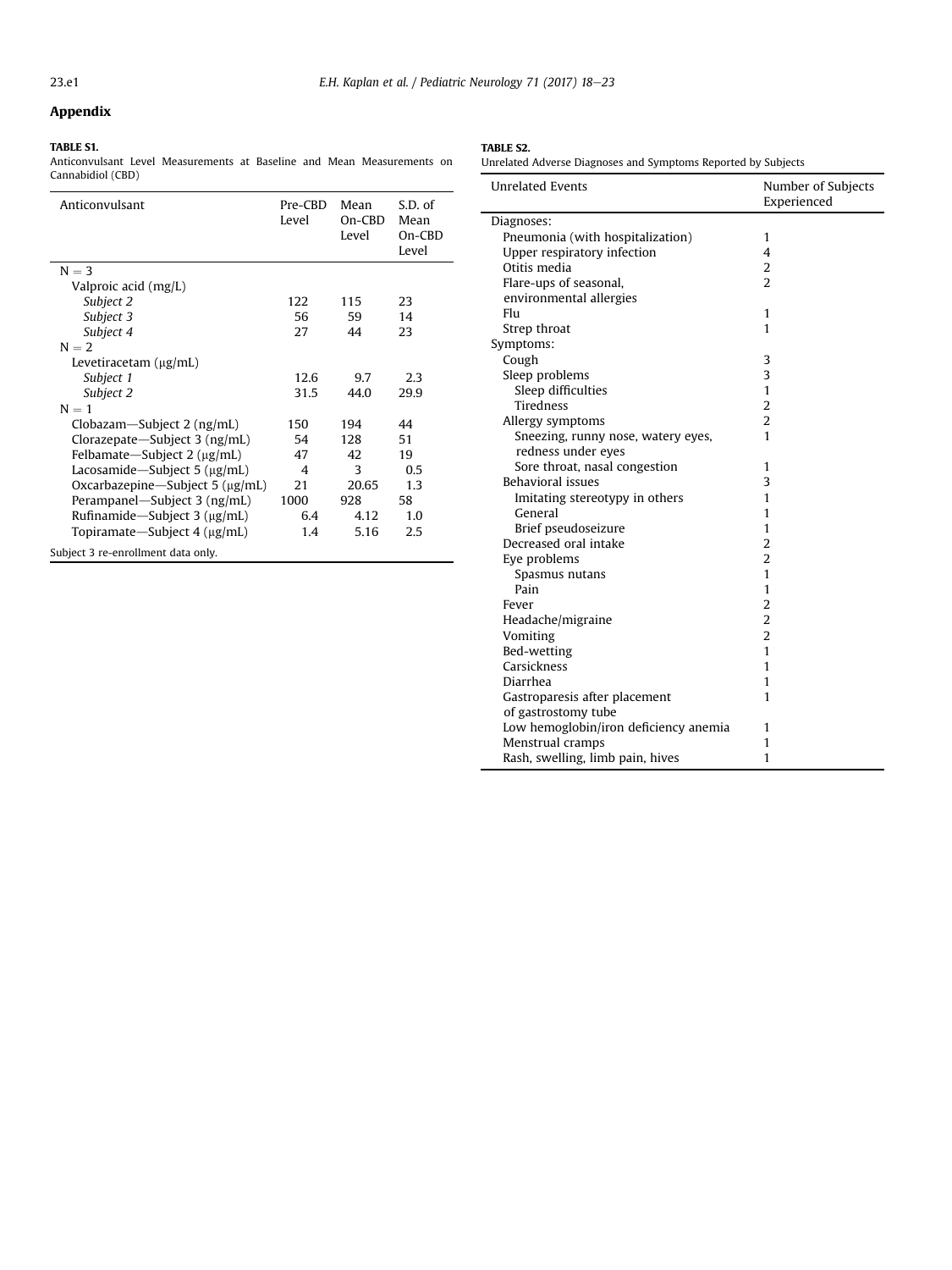## Appendix

**TABLE S1.**
Anticonvulsant Level Measurements at Baseline and Mean Measurements on Cannabidiol (CBD)

| Anticonvulsant | Pre-CBD Level | Mean On-CBD Level | S.D. of Mean On-CBD Level |
|---|---|---|---|
| N = 3 | | | |
| Valproic acid (mg/L) | | | |
| *Subject 2* | 122 | 115 | 23 |
| *Subject 3* | 56 | 59 | 14 |
| *Subject 4* | 27 | 44 | 23 |
| N = 2 | | | |
| Levetiracetam (μg/mL) | | | |
| *Subject 1* | 12.6 | 9.7 | 2.3 |
| *Subject 2* | 31.5 | 44.0 | 29.9 |
| N = 1 | | | |
| Clobazam—Subject 2 (ng/mL) | 150 | 194 | 44 |
| Clorazepate—Subject 3 (ng/mL) | 54 | 128 | 51 |
| Felbamate—Subject 2 (μg/mL) | 47 | 42 | 19 |
| Lacosamide—Subject 5 (μg/mL) | 4 | 3 | 0.5 |
| Oxcarbazepine—Subject 5 (μg/mL) | 21 | 20.65 | 1.3 |
| Perampanel—Subject 3 (ng/mL) | 1000 | 928 | 58 |
| Rufinamide—Subject 3 (μg/mL) | 6.4 | 4.12 | 1.0 |
| Topiramate—Subject 4 (μg/mL) | 1.4 | 5.16 | 2.5 |

Subject 3 re-enrollment data only.

**TABLE S2.**
Unrelated Adverse Diagnoses and Symptoms Reported by Subjects

| Unrelated Events | Number of Subjects Experienced |
|---|---|
| Diagnoses: | |
| Pneumonia (with hospitalization) | 1 |
| Upper respiratory infection | 4 |
| Otitis media | 2 |
| Flare-ups of seasonal, environmental allergies | 2 |
| Flu | 1 |
| Strep throat | 1 |
| Symptoms: | |
| Cough | 3 |
| Sleep problems | 3 |
| Sleep difficulties | 1 |
| Tiredness | 2 |
| Allergy symptoms | 2 |
| Sneezing, runny nose, watery eyes, redness under eyes | 1 |
| Sore throat, nasal congestion | 1 |
| Behavioral issues | 3 |
| Imitating stereotypy in others | 1 |
| General | 1 |
| Brief pseudoseizure | 1 |
| Decreased oral intake | 2 |
| Eye problems | 2 |
| Spasmus nutans | 1 |
| Pain | 1 |
| Fever | 2 |
| Headache/migraine | 2 |
| Vomiting | 2 |
| Bed-wetting | 1 |
| Carsickness | 1 |
| Diarrhea | 1 |
| Gastroparesis after placement of gastrostomy tube | 1 |
| Low hemoglobin/iron deficiency anemia | 1 |
| Menstrual cramps | 1 |
| Rash, swelling, limb pain, hives | 1 |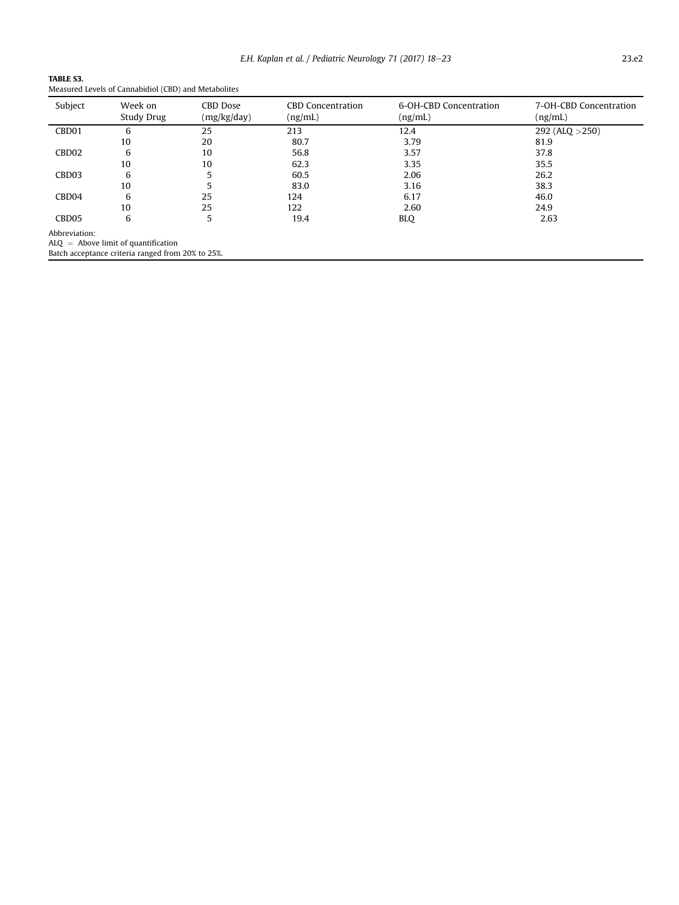**TABLE S3.**
Measured Levels of Cannabidiol (CBD) and Metabolites

| Subject | Week on Study Drug | CBD Dose (mg/kg/day) | CBD Concentration (ng/mL) | 6-OH-CBD Concentration (ng/mL) | 7-OH-CBD Concentration (ng/mL) |
|---|---|---|---|---|---|
| CBD01 | 6 | 25 | 213 | 12.4 | 292 (ALQ >250) |
| | 10 | 20 | 80.7 | 3.79 | 81.9 |
| CBD02 | 6 | 10 | 56.8 | 3.57 | 37.8 |
| | 10 | 10 | 62.3 | 3.35 | 35.5 |
| CBD03 | 6 | 5 | 60.5 | 2.06 | 26.2 |
| | 10 | 5 | 83.0 | 3.16 | 38.3 |
| CBD04 | 6 | 25 | 124 | 6.17 | 46.0 |
| | 10 | 25 | 122 | 2.60 | 24.9 |
| CBD05 | 6 | 5 | 19.4 | BLQ | 2.63 |

Abbreviation:
ALQ = Above limit of quantification
Batch acceptance criteria ranged from 20% to 25%.